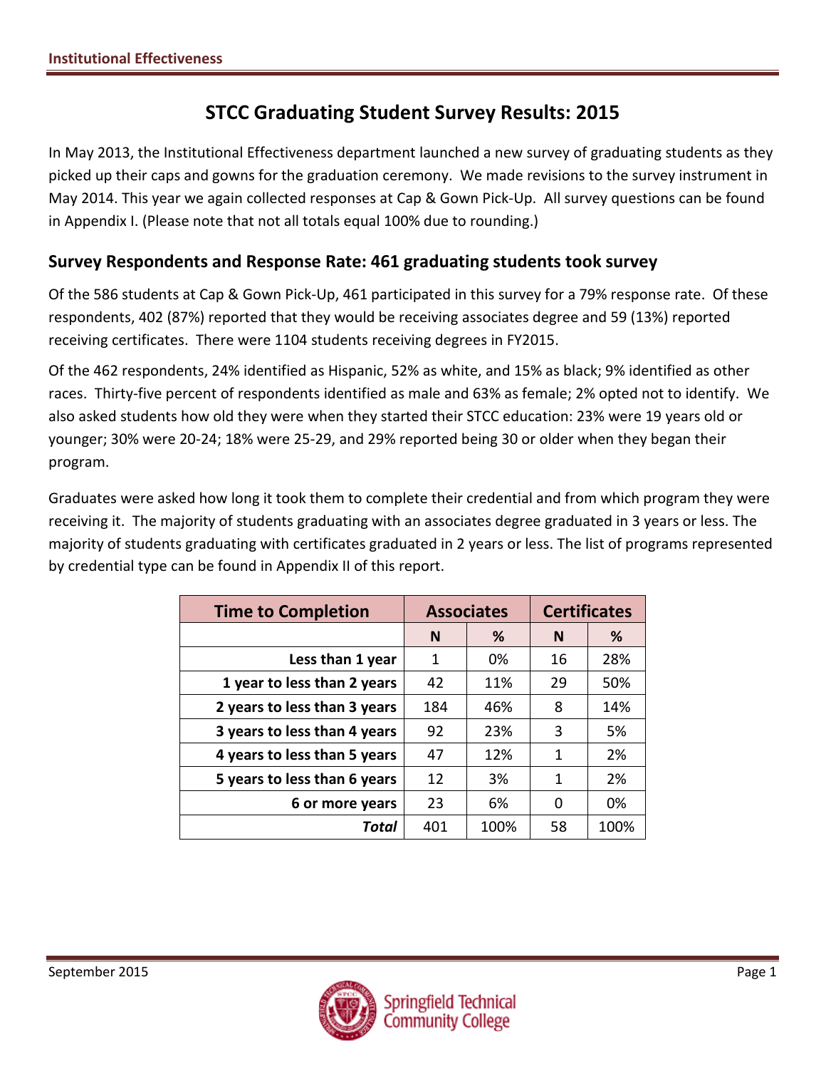# STCC Graduating Student Survey Results: 2015

In May 2013, the Institutional Effectiveness department launched a new survey of graduating students as they picked up their caps and gowns for the graduation ceremony. We made revisions to the survey instrument in May 2014. This year we again collected responses at Cap & Gown Pick-Up. All survey questions can be found in Appendix I. (Please note that not all totals equal 100% due to rounding.)

## Survey Respondents and Response Rate: 461 graduating students took survey

Of the 586 students at Cap & Gown Pick-Up, 461 participated in this survey for a 79% response rate. Of these respondents, 402 (87%) reported that they would be receiving associates degree and 59 (13%) reported receiving certificates. There were 1104 students receiving degrees in FY2015.

Of the 462 respondents, 24% identified as Hispanic, 52% as white, and 15% as black; 9% identified as other races. Thirty-five percent of respondents identified as male and 63% as female; 2% opted not to identify. We also asked students how old they were when they started their STCC education: 23% were 19 years old or younger; 30% were 20-24; 18% were 25-29, and 29% reported being 30 or older when they began their program.

Graduates were asked how long it took them to complete their credential and from which program they were receiving it. The majority of students graduating with an associates degree graduated in 3 years or less. The majority of students graduating with certificates graduated in 2 years or less. The list of programs represented by credential type can be found in Appendix II of this report.

| Time to Completion | Associates | | Certificates | |
|---|---|---|---|---|
| | N | % | N | % |
| Less than 1 year | 1 | 0% | 16 | 28% |
| 1 year to less than 2 years | 42 | 11% | 29 | 50% |
| 2 years to less than 3 years | 184 | 46% | 8 | 14% |
| 3 years to less than 4 years | 92 | 23% | 3 | 5% |
| 4 years to less than 5 years | 47 | 12% | 1 | 2% |
| 5 years to less than 6 years | 12 | 3% | 1 | 2% |
| 6 or more years | 23 | 6% | 0 | 0% |
| ***Total*** | 401 | 100% | 58 | 100% |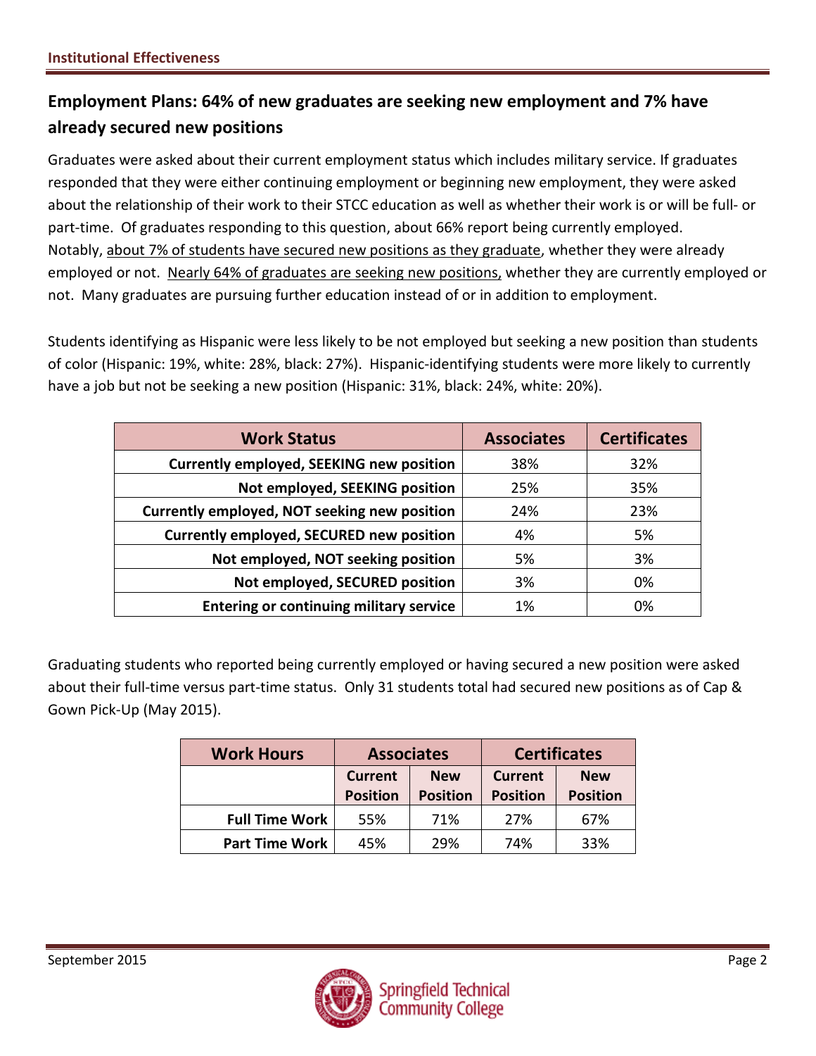## Employment Plans: 64% of new graduates are seeking new employment and 7% have already secured new positions

Graduates were asked about their current employment status which includes military service. If graduates responded that they were either continuing employment or beginning new employment, they were asked about the relationship of their work to their STCC education as well as whether their work is or will be full- or part-time. Of graduates responding to this question, about 66% report being currently employed. Notably, about 7% of students have secured new positions as they graduate, whether they were already employed or not. Nearly 64% of graduates are seeking new positions, whether they are currently employed or not. Many graduates are pursuing further education instead of or in addition to employment.

Students identifying as Hispanic were less likely to be not employed but seeking a new position than students of color (Hispanic: 19%, white: 28%, black: 27%). Hispanic-identifying students were more likely to currently have a job but not be seeking a new position (Hispanic: 31%, black: 24%, white: 20%).

| Work Status | Associates | Certificates |
|---|---|---|
| **Currently employed, SEEKING new position** | 38% | 32% |
| **Not employed, SEEKING position** | 25% | 35% |
| **Currently employed, NOT seeking new position** | 24% | 23% |
| **Currently employed, SECURED new position** | 4% | 5% |
| **Not employed, NOT seeking position** | 5% | 3% |
| **Not employed, SECURED position** | 3% | 0% |
| **Entering or continuing military service** | 1% | 0% |

Graduating students who reported being currently employed or having secured a new position were asked about their full-time versus part-time status. Only 31 students total had secured new positions as of Cap & Gown Pick-Up (May 2015).

| Work Hours | Associates | | Certificates | |
|---|---|---|---|---|
| | Current Position | New Position | Current Position | New Position |
| **Full Time Work** | 55% | 71% | 27% | 67% |
| **Part Time Work** | 45% | 29% | 74% | 33% |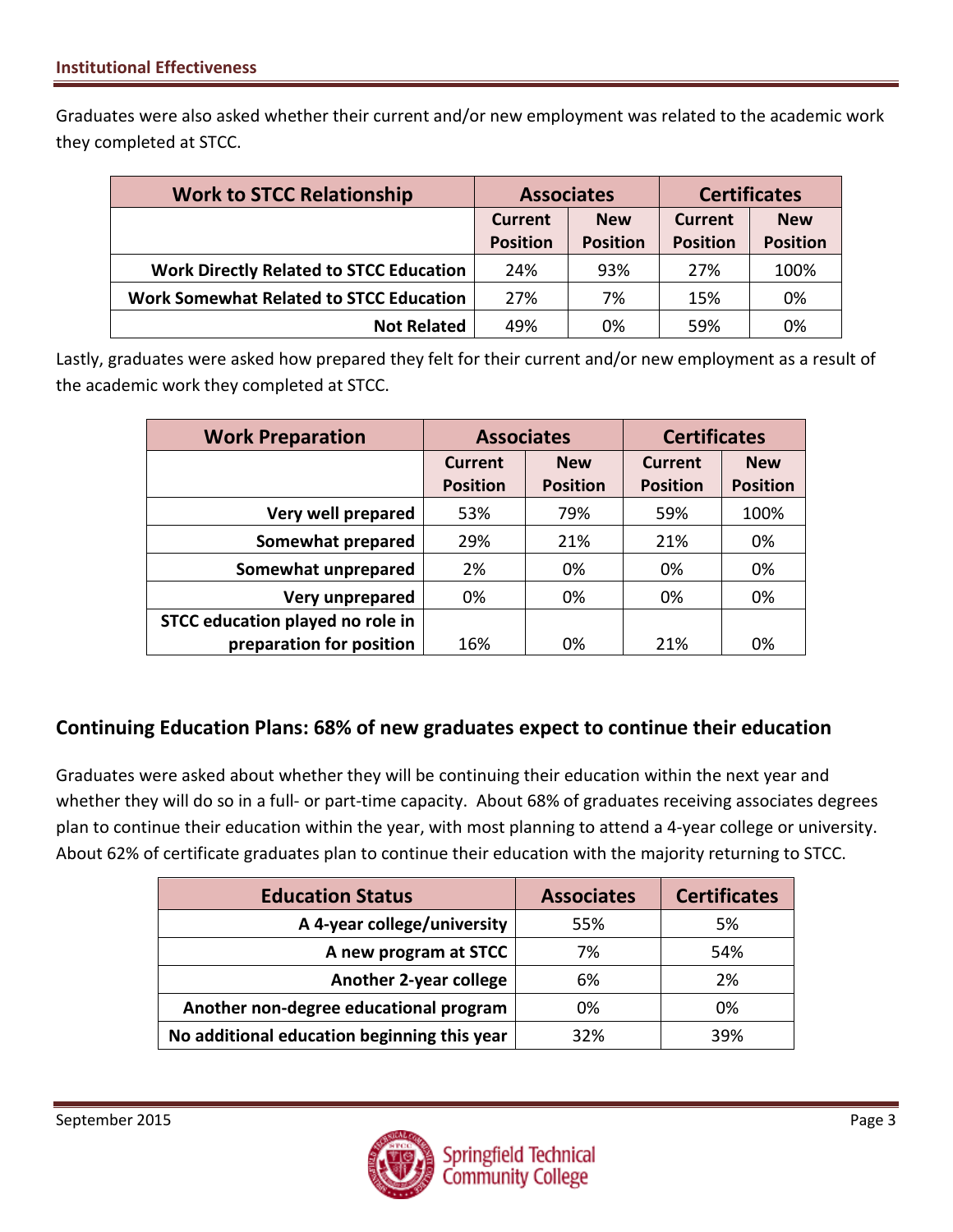Graduates were also asked whether their current and/or new employment was related to the academic work they completed at STCC.

| Work to STCC Relationship | Associates | | Certificates | |
|---|---|---|---|---|
| | Current Position | New Position | Current Position | New Position |
| Work Directly Related to STCC Education | 24% | 93% | 27% | 100% |
| Work Somewhat Related to STCC Education | 27% | 7% | 15% | 0% |
| Not Related | 49% | 0% | 59% | 0% |

Lastly, graduates were asked how prepared they felt for their current and/or new employment as a result of the academic work they completed at STCC.

| Work Preparation | Associates | | Certificates | |
|---|---|---|---|---|
| | Current Position | New Position | Current Position | New Position |
| Very well prepared | 53% | 79% | 59% | 100% |
| Somewhat prepared | 29% | 21% | 21% | 0% |
| Somewhat unprepared | 2% | 0% | 0% | 0% |
| Very unprepared | 0% | 0% | 0% | 0% |
| STCC education played no role in preparation for position | 16% | 0% | 21% | 0% |

## Continuing Education Plans: 68% of new graduates expect to continue their education

Graduates were asked about whether they will be continuing their education within the next year and whether they will do so in a full- or part-time capacity. About 68% of graduates receiving associates degrees plan to continue their education within the year, with most planning to attend a 4-year college or university. About 62% of certificate graduates plan to continue their education with the majority returning to STCC.

| Education Status | Associates | Certificates |
|---|---|---|
| A 4-year college/university | 55% | 5% |
| A new program at STCC | 7% | 54% |
| Another 2-year college | 6% | 2% |
| Another non-degree educational program | 0% | 0% |
| No additional education beginning this year | 32% | 39% |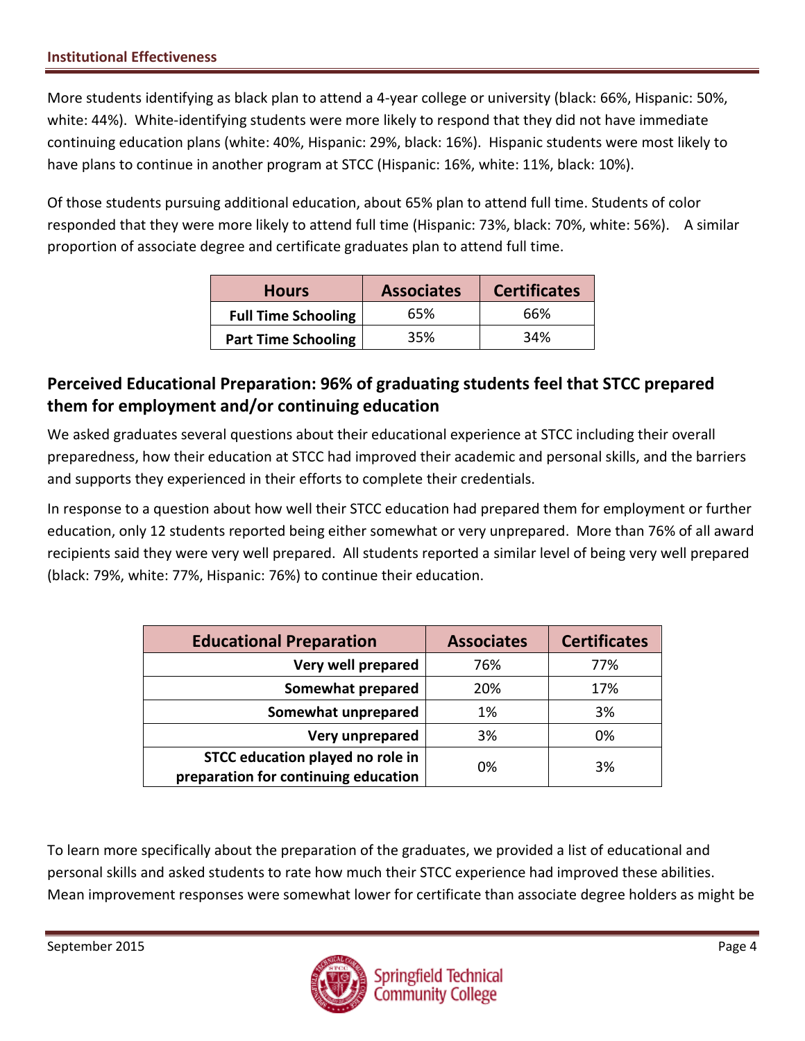More students identifying as black plan to attend a 4-year college or university (black: 66%, Hispanic: 50%, white: 44%). White-identifying students were more likely to respond that they did not have immediate continuing education plans (white: 40%, Hispanic: 29%, black: 16%). Hispanic students were most likely to have plans to continue in another program at STCC (Hispanic: 16%, white: 11%, black: 10%).

Of those students pursuing additional education, about 65% plan to attend full time. Students of color responded that they were more likely to attend full time (Hispanic: 73%, black: 70%, white: 56%). A similar proportion of associate degree and certificate graduates plan to attend full time.

| Hours | Associates | Certificates |
|---|---|---|
| **Full Time Schooling** | 65% | 66% |
| **Part Time Schooling** | 35% | 34% |

## Perceived Educational Preparation: 96% of graduating students feel that STCC prepared them for employment and/or continuing education

We asked graduates several questions about their educational experience at STCC including their overall preparedness, how their education at STCC had improved their academic and personal skills, and the barriers and supports they experienced in their efforts to complete their credentials.

In response to a question about how well their STCC education had prepared them for employment or further education, only 12 students reported being either somewhat or very unprepared. More than 76% of all award recipients said they were very well prepared. All students reported a similar level of being very well prepared (black: 79%, white: 77%, Hispanic: 76%) to continue their education.

| Educational Preparation | Associates | Certificates |
|---|---|---|
| **Very well prepared** | 76% | 77% |
| **Somewhat prepared** | 20% | 17% |
| **Somewhat unprepared** | 1% | 3% |
| **Very unprepared** | 3% | 0% |
| **STCC education played no role in preparation for continuing education** | 0% | 3% |

To learn more specifically about the preparation of the graduates, we provided a list of educational and personal skills and asked students to rate how much their STCC experience had improved these abilities. Mean improvement responses were somewhat lower for certificate than associate degree holders as might be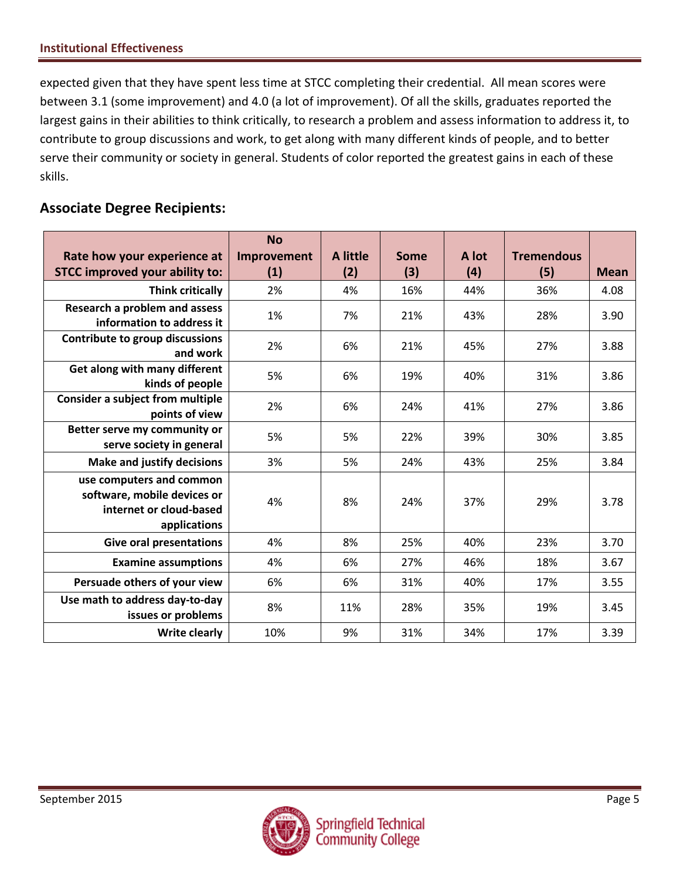expected given that they have spent less time at STCC completing their credential. All mean scores were between 3.1 (some improvement) and 4.0 (a lot of improvement). Of all the skills, graduates reported the largest gains in their abilities to think critically, to research a problem and assess information to address it, to contribute to group discussions and work, to get along with many different kinds of people, and to better serve their community or society in general. Students of color reported the greatest gains in each of these skills.

## Associate Degree Recipients:

| Rate how your experience at STCC improved your ability to: | No Improvement (1) | A little (2) | Some (3) | A lot (4) | Tremendous (5) | Mean |
|---|---|---|---|---|---|---|
| Think critically | 2% | 4% | 16% | 44% | 36% | 4.08 |
| Research a problem and assess information to address it | 1% | 7% | 21% | 43% | 28% | 3.90 |
| Contribute to group discussions and work | 2% | 6% | 21% | 45% | 27% | 3.88 |
| Get along with many different kinds of people | 5% | 6% | 19% | 40% | 31% | 3.86 |
| Consider a subject from multiple points of view | 2% | 6% | 24% | 41% | 27% | 3.86 |
| Better serve my community or serve society in general | 5% | 5% | 22% | 39% | 30% | 3.85 |
| Make and justify decisions | 3% | 5% | 24% | 43% | 25% | 3.84 |
| use computers and common software, mobile devices or internet or cloud-based applications | 4% | 8% | 24% | 37% | 29% | 3.78 |
| Give oral presentations | 4% | 8% | 25% | 40% | 23% | 3.70 |
| Examine assumptions | 4% | 6% | 27% | 46% | 18% | 3.67 |
| Persuade others of your view | 6% | 6% | 31% | 40% | 17% | 3.55 |
| Use math to address day-to-day issues or problems | 8% | 11% | 28% | 35% | 19% | 3.45 |
| Write clearly | 10% | 9% | 31% | 34% | 17% | 3.39 |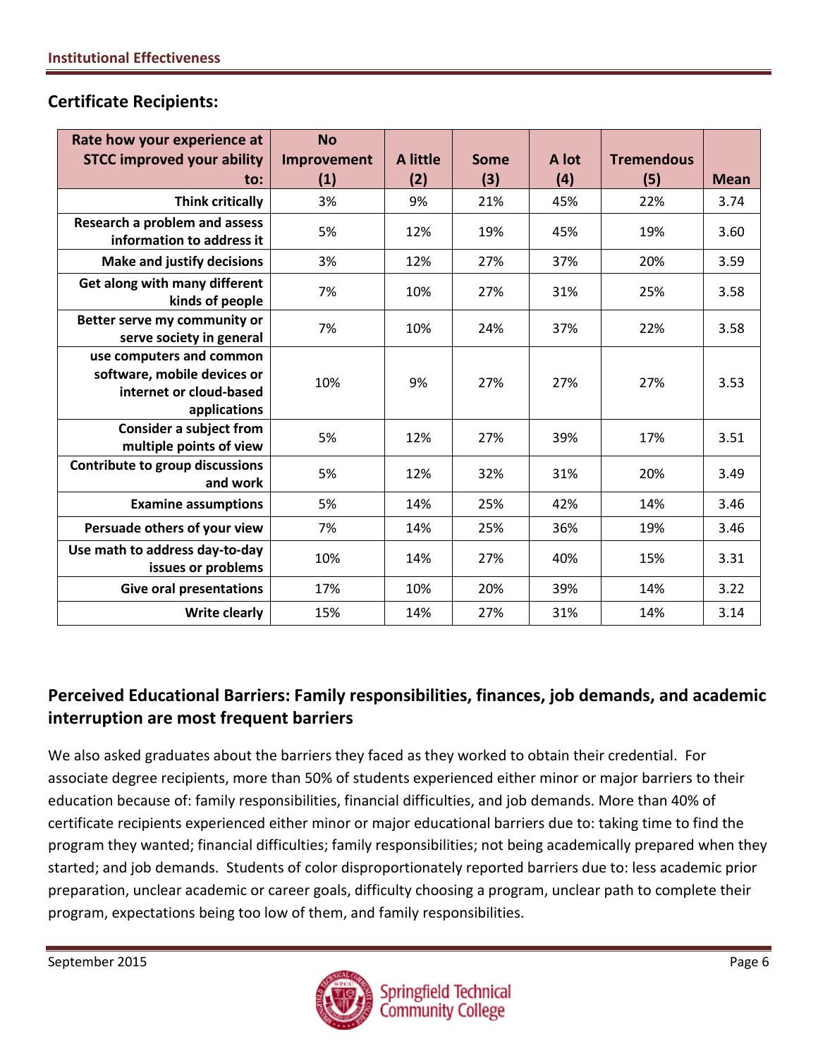## Certificate Recipients:

| Rate how your experience at STCC improved your ability to: | No Improvement (1) | A little (2) | Some (3) | A lot (4) | Tremendous (5) | Mean |
|---|---|---|---|---|---|---|
| Think critically | 3% | 9% | 21% | 45% | 22% | 3.74 |
| Research a problem and assess information to address it | 5% | 12% | 19% | 45% | 19% | 3.60 |
| Make and justify decisions | 3% | 12% | 27% | 37% | 20% | 3.59 |
| Get along with many different kinds of people | 7% | 10% | 27% | 31% | 25% | 3.58 |
| Better serve my community or serve society in general | 7% | 10% | 24% | 37% | 22% | 3.58 |
| use computers and common software, mobile devices or internet or cloud-based applications | 10% | 9% | 27% | 27% | 27% | 3.53 |
| Consider a subject from multiple points of view | 5% | 12% | 27% | 39% | 17% | 3.51 |
| Contribute to group discussions and work | 5% | 12% | 32% | 31% | 20% | 3.49 |
| Examine assumptions | 5% | 14% | 25% | 42% | 14% | 3.46 |
| Persuade others of your view | 7% | 14% | 25% | 36% | 19% | 3.46 |
| Use math to address day-to-day issues or problems | 10% | 14% | 27% | 40% | 15% | 3.31 |
| Give oral presentations | 17% | 10% | 20% | 39% | 14% | 3.22 |
| Write clearly | 15% | 14% | 27% | 31% | 14% | 3.14 |

## Perceived Educational Barriers: Family responsibilities, finances, job demands, and academic interruption are most frequent barriers

We also asked graduates about the barriers they faced as they worked to obtain their credential. For associate degree recipients, more than 50% of students experienced either minor or major barriers to their education because of: family responsibilities, financial difficulties, and job demands. More than 40% of certificate recipients experienced either minor or major educational barriers due to: taking time to find the program they wanted; financial difficulties; family responsibilities; not being academically prepared when they started; and job demands. Students of color disproportionately reported barriers due to: less academic prior preparation, unclear academic or career goals, difficulty choosing a program, unclear path to complete their program, expectations being too low of them, and family responsibilities.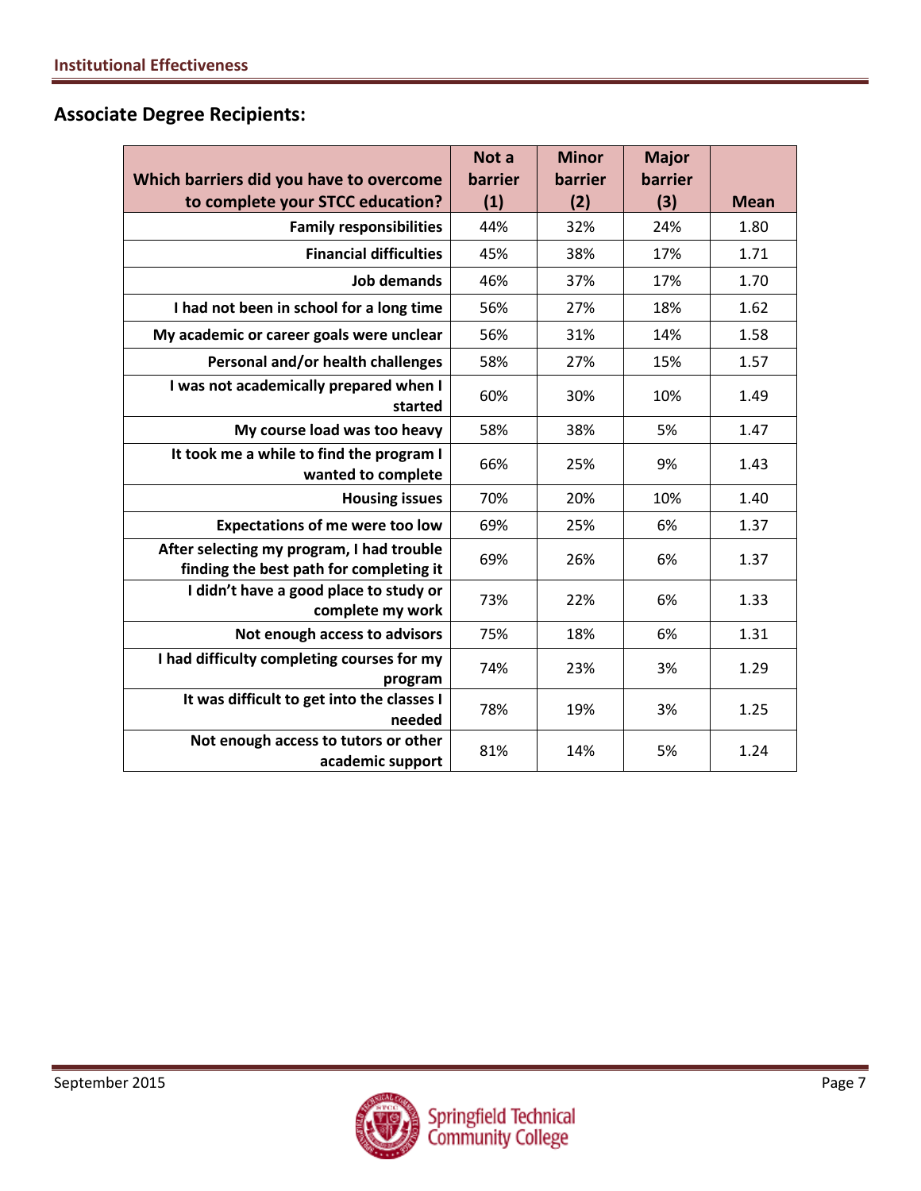## Associate Degree Recipients:

| Which barriers did you have to overcome to complete your STCC education? | Not a barrier (1) | Minor barrier (2) | Major barrier (3) | Mean |
|---|---|---|---|---|
| Family responsibilities | 44% | 32% | 24% | 1.80 |
| Financial difficulties | 45% | 38% | 17% | 1.71 |
| Job demands | 46% | 37% | 17% | 1.70 |
| I had not been in school for a long time | 56% | 27% | 18% | 1.62 |
| My academic or career goals were unclear | 56% | 31% | 14% | 1.58 |
| Personal and/or health challenges | 58% | 27% | 15% | 1.57 |
| I was not academically prepared when I started | 60% | 30% | 10% | 1.49 |
| My course load was too heavy | 58% | 38% | 5% | 1.47 |
| It took me a while to find the program I wanted to complete | 66% | 25% | 9% | 1.43 |
| Housing issues | 70% | 20% | 10% | 1.40 |
| Expectations of me were too low | 69% | 25% | 6% | 1.37 |
| After selecting my program, I had trouble finding the best path for completing it | 69% | 26% | 6% | 1.37 |
| I didn't have a good place to study or complete my work | 73% | 22% | 6% | 1.33 |
| Not enough access to advisors | 75% | 18% | 6% | 1.31 |
| I had difficulty completing courses for my program | 74% | 23% | 3% | 1.29 |
| It was difficult to get into the classes I needed | 78% | 19% | 3% | 1.25 |
| Not enough access to tutors or other academic support | 81% | 14% | 5% | 1.24 |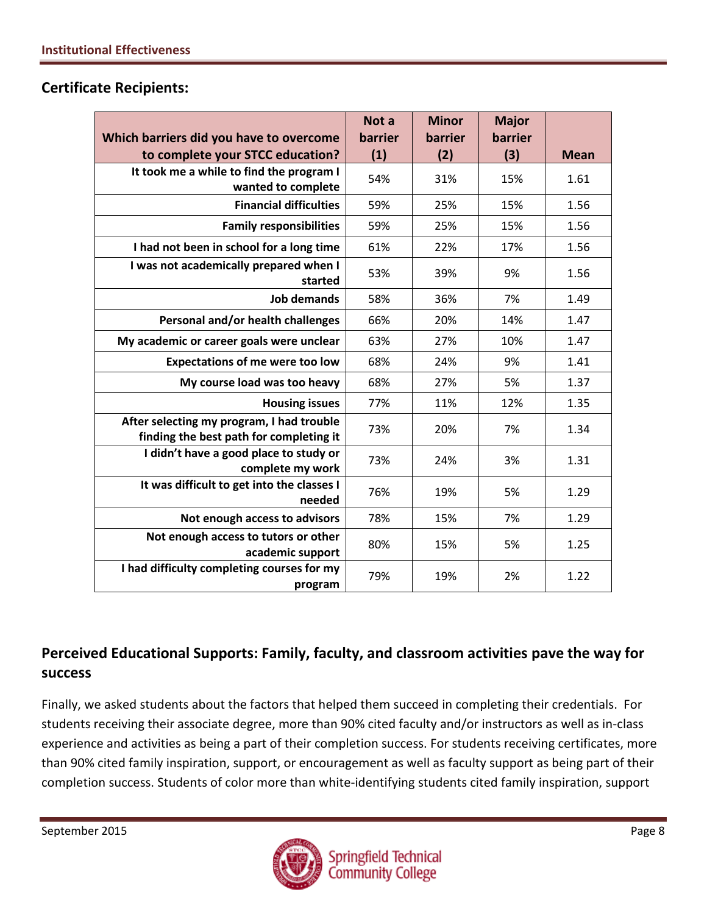## Certificate Recipients:

| Which barriers did you have to overcome to complete your STCC education? | Not a barrier (1) | Minor barrier (2) | Major barrier (3) | Mean |
|---|---|---|---|---|
| It took me a while to find the program I wanted to complete | 54% | 31% | 15% | 1.61 |
| Financial difficulties | 59% | 25% | 15% | 1.56 |
| Family responsibilities | 59% | 25% | 15% | 1.56 |
| I had not been in school for a long time | 61% | 22% | 17% | 1.56 |
| I was not academically prepared when I started | 53% | 39% | 9% | 1.56 |
| Job demands | 58% | 36% | 7% | 1.49 |
| Personal and/or health challenges | 66% | 20% | 14% | 1.47 |
| My academic or career goals were unclear | 63% | 27% | 10% | 1.47 |
| Expectations of me were too low | 68% | 24% | 9% | 1.41 |
| My course load was too heavy | 68% | 27% | 5% | 1.37 |
| Housing issues | 77% | 11% | 12% | 1.35 |
| After selecting my program, I had trouble finding the best path for completing it | 73% | 20% | 7% | 1.34 |
| I didn't have a good place to study or complete my work | 73% | 24% | 3% | 1.31 |
| It was difficult to get into the classes I needed | 76% | 19% | 5% | 1.29 |
| Not enough access to advisors | 78% | 15% | 7% | 1.29 |
| Not enough access to tutors or other academic support | 80% | 15% | 5% | 1.25 |
| I had difficulty completing courses for my program | 79% | 19% | 2% | 1.22 |

## Perceived Educational Supports: Family, faculty, and classroom activities pave the way for success

Finally, we asked students about the factors that helped them succeed in completing their credentials. For students receiving their associate degree, more than 90% cited faculty and/or instructors as well as in-class experience and activities as being a part of their completion success. For students receiving certificates, more than 90% cited family inspiration, support, or encouragement as well as faculty support as being part of their completion success. Students of color more than white-identifying students cited family inspiration, support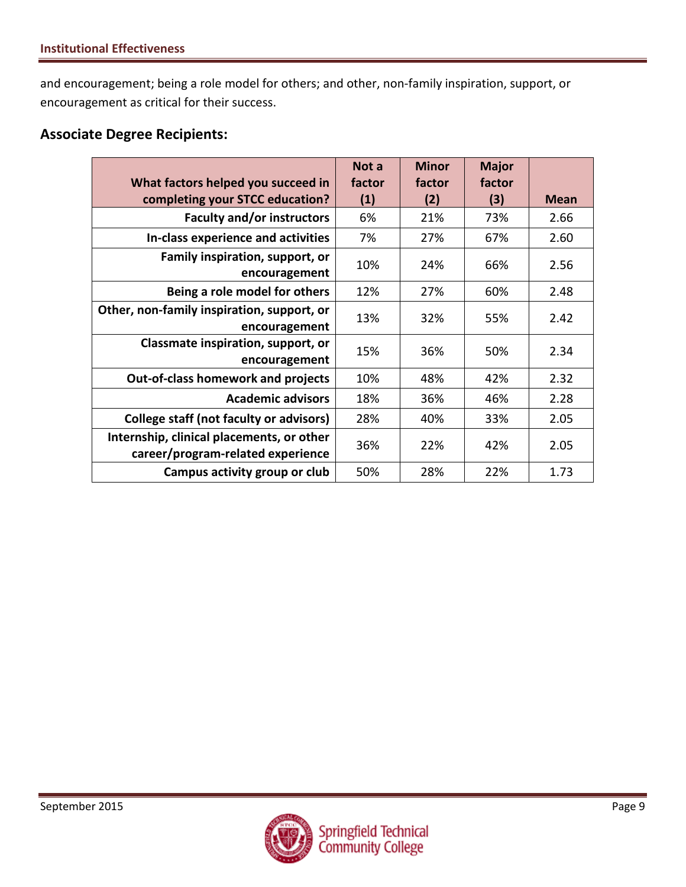and encouragement; being a role model for others; and other, non-family inspiration, support, or encouragement as critical for their success.

## Associate Degree Recipients:

| What factors helped you succeed in completing your STCC education? | Not a factor (1) | Minor factor (2) | Major factor (3) | Mean |
|---|---|---|---|---|
| **Faculty and/or instructors** | 6% | 21% | 73% | 2.66 |
| **In-class experience and activities** | 7% | 27% | 67% | 2.60 |
| **Family inspiration, support, or encouragement** | 10% | 24% | 66% | 2.56 |
| **Being a role model for others** | 12% | 27% | 60% | 2.48 |
| **Other, non-family inspiration, support, or encouragement** | 13% | 32% | 55% | 2.42 |
| **Classmate inspiration, support, or encouragement** | 15% | 36% | 50% | 2.34 |
| **Out-of-class homework and projects** | 10% | 48% | 42% | 2.32 |
| **Academic advisors** | 18% | 36% | 46% | 2.28 |
| **College staff (not faculty or advisors)** | 28% | 40% | 33% | 2.05 |
| **Internship, clinical placements, or other career/program-related experience** | 36% | 22% | 42% | 2.05 |
| **Campus activity group or club** | 50% | 28% | 22% | 1.73 |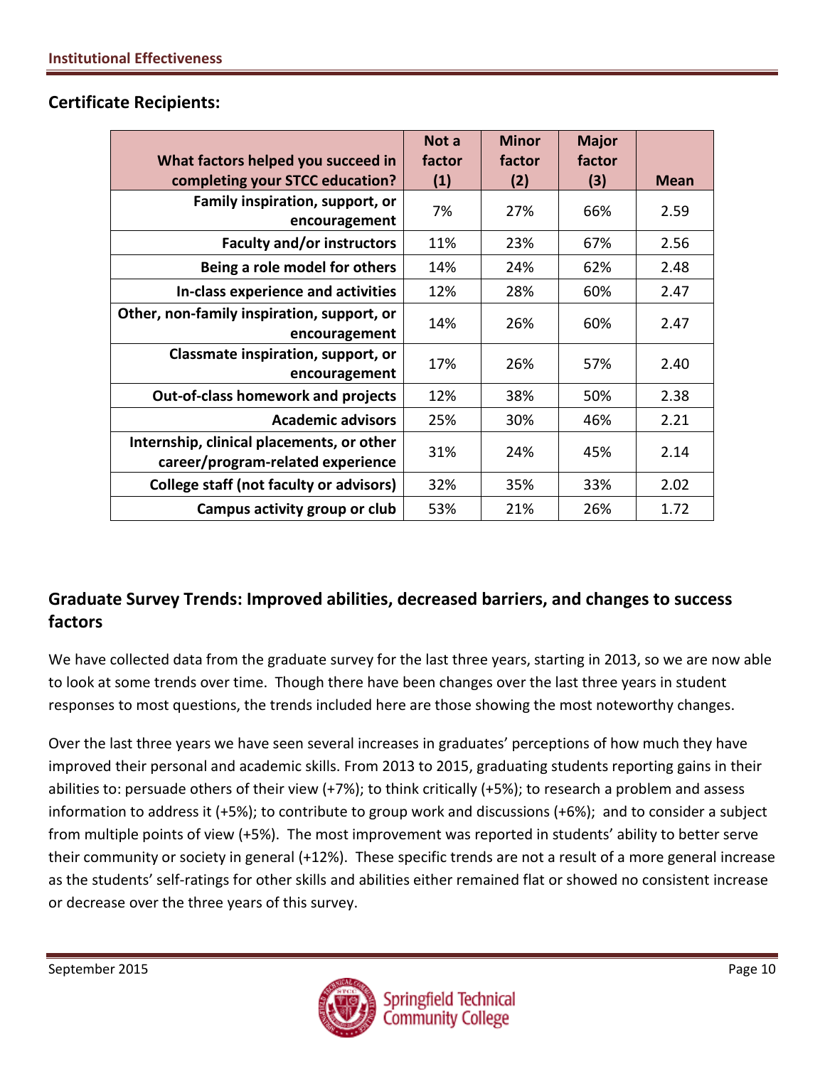## Certificate Recipients:

| What factors helped you succeed in completing your STCC education? | Not a factor (1) | Minor factor (2) | Major factor (3) | Mean |
|---|---|---|---|---|
| Family inspiration, support, or encouragement | 7% | 27% | 66% | 2.59 |
| Faculty and/or instructors | 11% | 23% | 67% | 2.56 |
| Being a role model for others | 14% | 24% | 62% | 2.48 |
| In-class experience and activities | 12% | 28% | 60% | 2.47 |
| Other, non-family inspiration, support, or encouragement | 14% | 26% | 60% | 2.47 |
| Classmate inspiration, support, or encouragement | 17% | 26% | 57% | 2.40 |
| Out-of-class homework and projects | 12% | 38% | 50% | 2.38 |
| Academic advisors | 25% | 30% | 46% | 2.21 |
| Internship, clinical placements, or other career/program-related experience | 31% | 24% | 45% | 2.14 |
| College staff (not faculty or advisors) | 32% | 35% | 33% | 2.02 |
| Campus activity group or club | 53% | 21% | 26% | 1.72 |

## Graduate Survey Trends: Improved abilities, decreased barriers, and changes to success factors

We have collected data from the graduate survey for the last three years, starting in 2013, so we are now able to look at some trends over time. Though there have been changes over the last three years in student responses to most questions, the trends included here are those showing the most noteworthy changes.

Over the last three years we have seen several increases in graduates' perceptions of how much they have improved their personal and academic skills. From 2013 to 2015, graduating students reporting gains in their abilities to: persuade others of their view (+7%); to think critically (+5%); to research a problem and assess information to address it (+5%); to contribute to group work and discussions (+6%); and to consider a subject from multiple points of view (+5%). The most improvement was reported in students' ability to better serve their community or society in general (+12%). These specific trends are not a result of a more general increase as the students' self-ratings for other skills and abilities either remained flat or showed no consistent increase or decrease over the three years of this survey.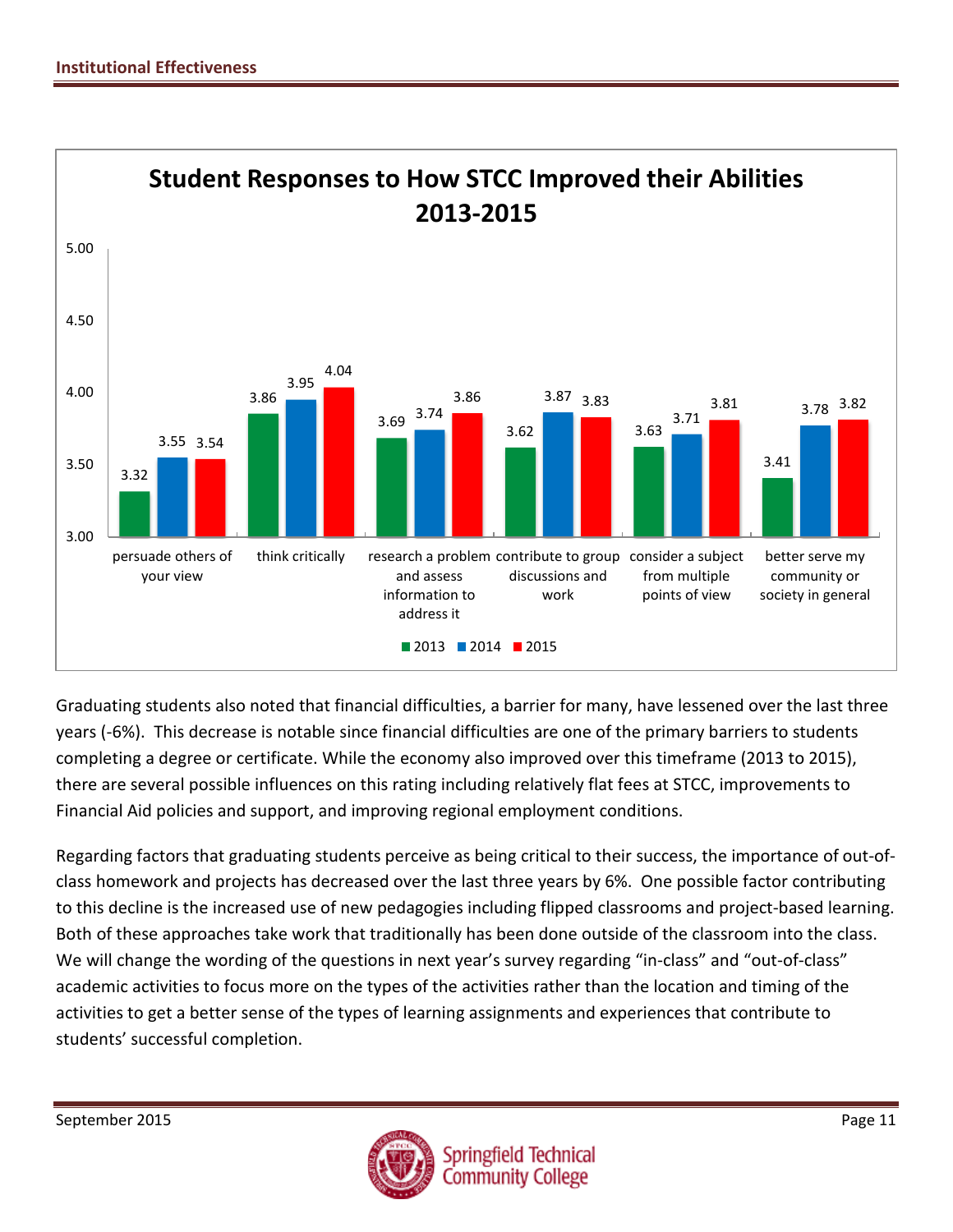**Student Responses to How STCC Improved their Abilities 2013-2015**

| | 2013 | 2014 | 2015 |
|---|---|---|---|
| persuade others of your view | 3.32 | 3.55 | 3.54 |
| think critically | 3.86 | 3.95 | 4.04 |
| research a problem and assess information to address it | 3.69 | 3.74 | 3.86 |
| contribute to group discussions and work | 3.62 | 3.87 | 3.83 |
| consider a subject from multiple points of view | 3.63 | 3.71 | 3.81 |
| better serve my community or society in general | 3.41 | 3.78 | 3.82 |

Graduating students also noted that financial difficulties, a barrier for many, have lessened over the last three years (-6%). This decrease is notable since financial difficulties are one of the primary barriers to students completing a degree or certificate. While the economy also improved over this timeframe (2013 to 2015), there are several possible influences on this rating including relatively flat fees at STCC, improvements to Financial Aid policies and support, and improving regional employment conditions.

Regarding factors that graduating students perceive as being critical to their success, the importance of out-of-class homework and projects has decreased over the last three years by 6%. One possible factor contributing to this decline is the increased use of new pedagogies including flipped classrooms and project-based learning. Both of these approaches take work that traditionally has been done outside of the classroom into the class. We will change the wording of the questions in next year's survey regarding "in-class" and "out-of-class" academic activities to focus more on the types of the activities rather than the location and timing of the activities to get a better sense of the types of learning assignments and experiences that contribute to students' successful completion.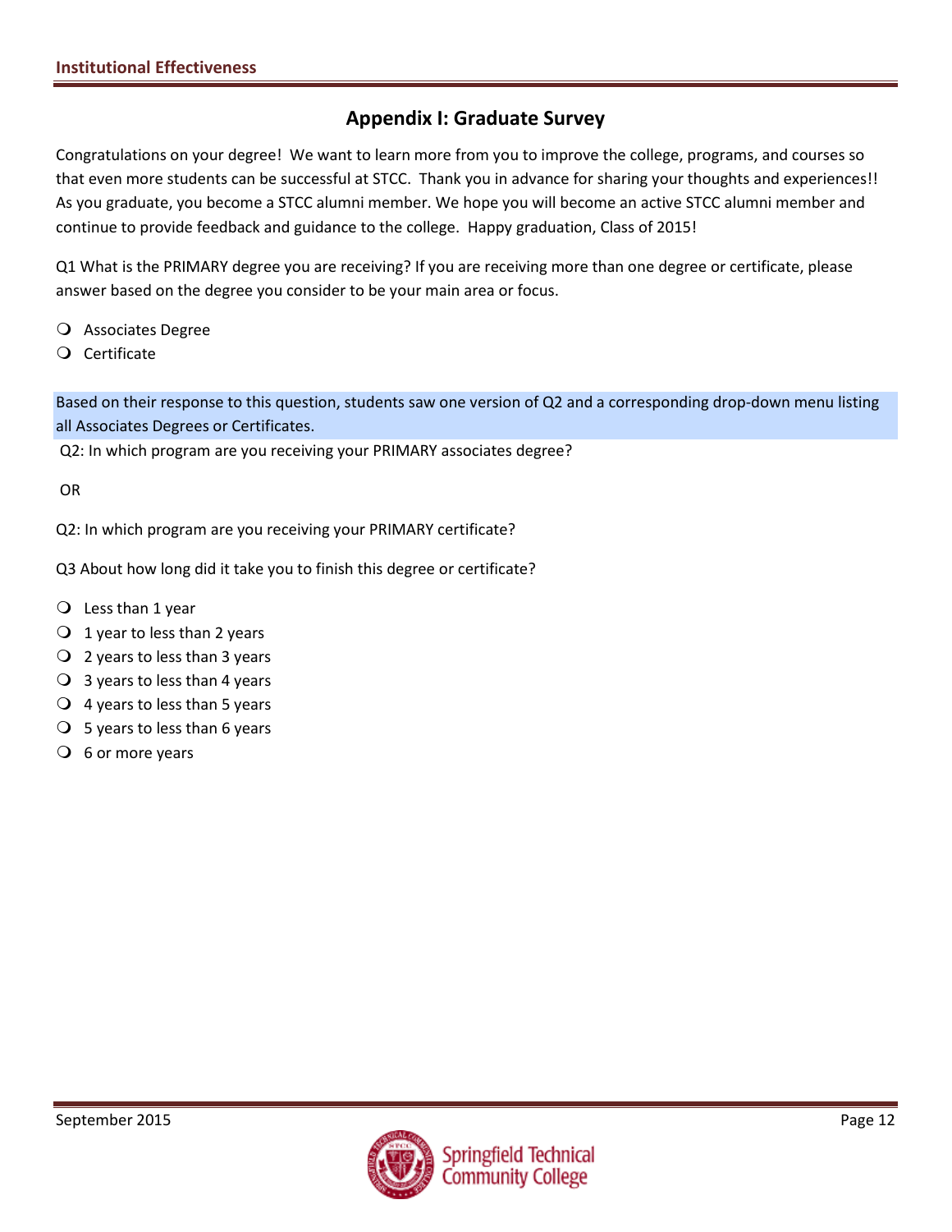## Appendix I: Graduate Survey

Congratulations on your degree! We want to learn more from you to improve the college, programs, and courses so that even more students can be successful at STCC. Thank you in advance for sharing your thoughts and experiences!! As you graduate, you become a STCC alumni member. We hope you will become an active STCC alumni member and continue to provide feedback and guidance to the college. Happy graduation, Class of 2015!

Q1 What is the PRIMARY degree you are receiving? If you are receiving more than one degree or certificate, please answer based on the degree you consider to be your main area or focus.

- ❍ Associates Degree
- ❍ Certificate

Based on their response to this question, students saw one version of Q2 and a corresponding drop-down menu listing all Associates Degrees or Certificates.

Q2: In which program are you receiving your PRIMARY associates degree?

OR

Q2: In which program are you receiving your PRIMARY certificate?

Q3 About how long did it take you to finish this degree or certificate?

- ❍ Less than 1 year
- ❍ 1 year to less than 2 years
- ❍ 2 years to less than 3 years
- ❍ 3 years to less than 4 years
- ❍ 4 years to less than 5 years
- ❍ 5 years to less than 6 years
- ❍ 6 or more years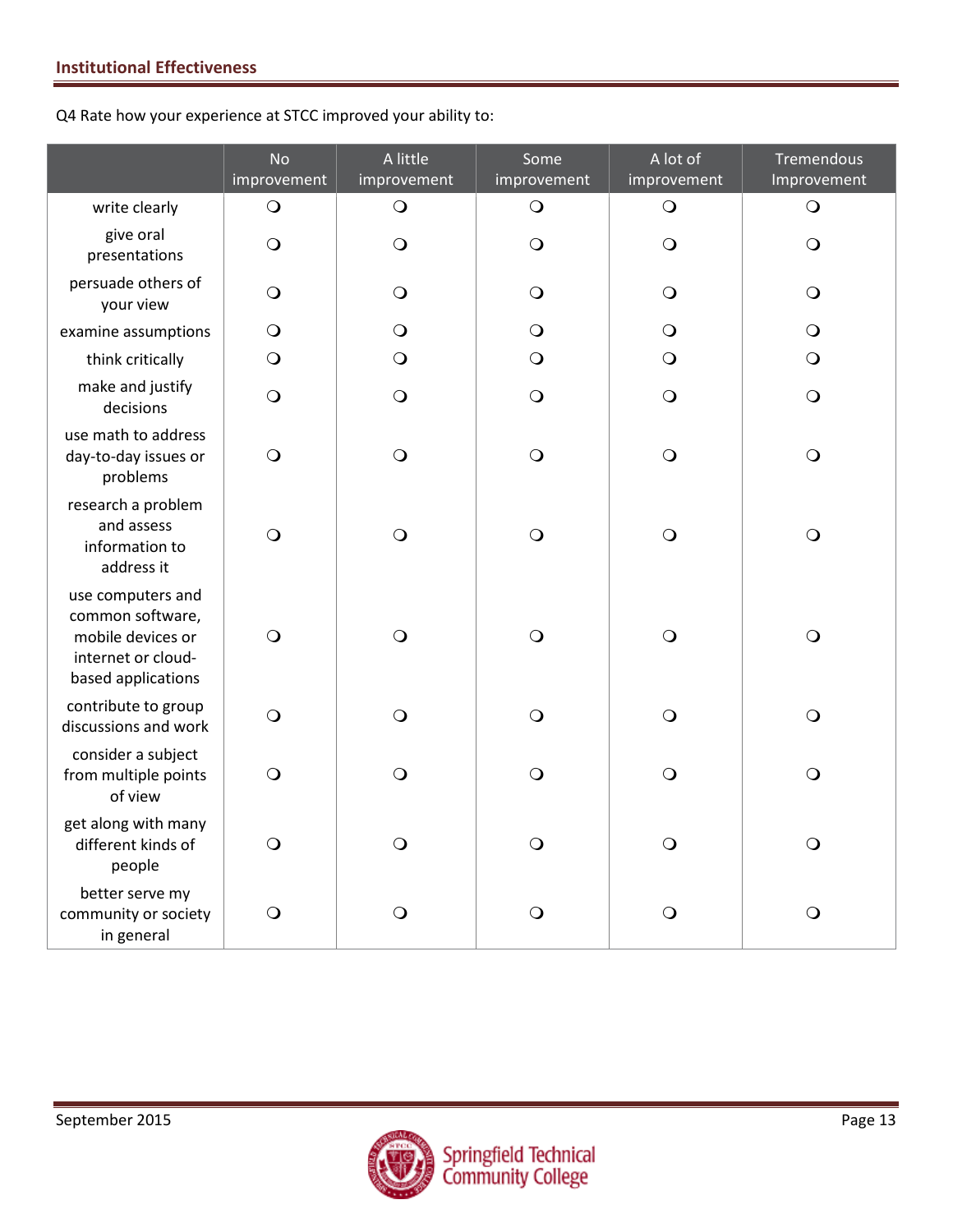Q4 Rate how your experience at STCC improved your ability to:

| | No improvement | A little improvement | Some improvement | A lot of improvement | Tremendous Improvement |
|---|---|---|---|---|---|
| write clearly | ❍ | ❍ | ❍ | ❍ | ❍ |
| give oral presentations | ❍ | ❍ | ❍ | ❍ | ❍ |
| persuade others of your view | ❍ | ❍ | ❍ | ❍ | ❍ |
| examine assumptions | ❍ | ❍ | ❍ | ❍ | ❍ |
| think critically | ❍ | ❍ | ❍ | ❍ | ❍ |
| make and justify decisions | ❍ | ❍ | ❍ | ❍ | ❍ |
| use math to address day-to-day issues or problems | ❍ | ❍ | ❍ | ❍ | ❍ |
| research a problem and assess information to address it | ❍ | ❍ | ❍ | ❍ | ❍ |
| use computers and common software, mobile devices or internet or cloud-based applications | ❍ | ❍ | ❍ | ❍ | ❍ |
| contribute to group discussions and work | ❍ | ❍ | ❍ | ❍ | ❍ |
| consider a subject from multiple points of view | ❍ | ❍ | ❍ | ❍ | ❍ |
| get along with many different kinds of people | ❍ | ❍ | ❍ | ❍ | ❍ |
| better serve my community or society in general | ❍ | ❍ | ❍ | ❍ | ❍ |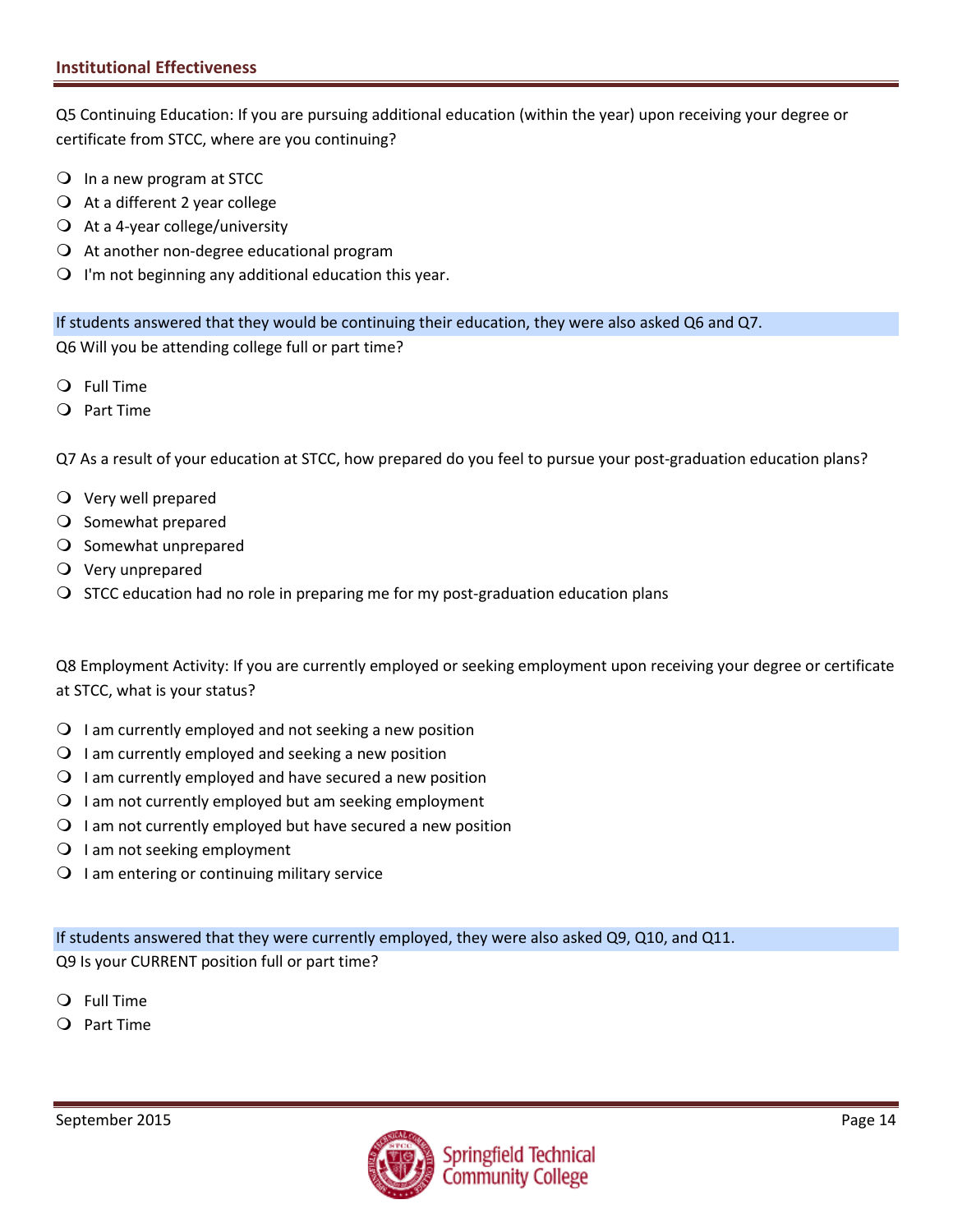Q5 Continuing Education: If you are pursuing additional education (within the year) upon receiving your degree or certificate from STCC, where are you continuing?

- In a new program at STCC
- At a different 2 year college
- At a 4-year college/university
- At another non-degree educational program
- I'm not beginning any additional education this year.

If students answered that they would be continuing their education, they were also asked Q6 and Q7.

Q6 Will you be attending college full or part time?

- Full Time
- Part Time

Q7 As a result of your education at STCC, how prepared do you feel to pursue your post-graduation education plans?

- Very well prepared
- Somewhat prepared
- Somewhat unprepared
- Very unprepared
- STCC education had no role in preparing me for my post-graduation education plans

Q8 Employment Activity: If you are currently employed or seeking employment upon receiving your degree or certificate at STCC, what is your status?

- I am currently employed and not seeking a new position
- I am currently employed and seeking a new position
- I am currently employed and have secured a new position
- I am not currently employed but am seeking employment
- I am not currently employed but have secured a new position
- I am not seeking employment
- I am entering or continuing military service

If students answered that they were currently employed, they were also asked Q9, Q10, and Q11.

Q9 Is your CURRENT position full or part time?

- Full Time
- Part Time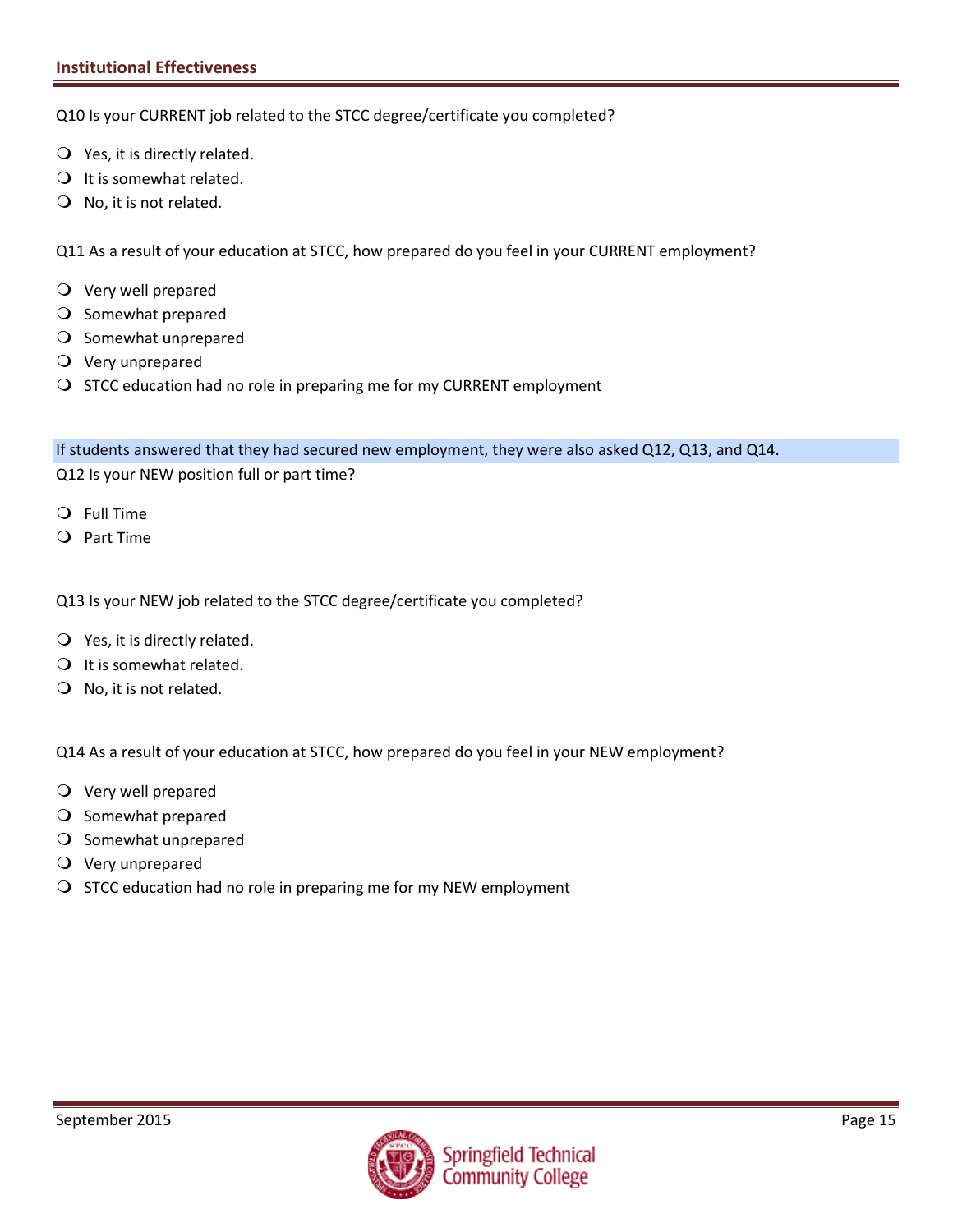Q10 Is your CURRENT job related to the STCC degree/certificate you completed?

- Yes, it is directly related.
- It is somewhat related.
- No, it is not related.

Q11 As a result of your education at STCC, how prepared do you feel in your CURRENT employment?

- Very well prepared
- Somewhat prepared
- Somewhat unprepared
- Very unprepared
- STCC education had no role in preparing me for my CURRENT employment

If students answered that they had secured new employment, they were also asked Q12, Q13, and Q14.

Q12 Is your NEW position full or part time?

- Full Time
- Part Time

Q13 Is your NEW job related to the STCC degree/certificate you completed?

- Yes, it is directly related.
- It is somewhat related.
- No, it is not related.

Q14 As a result of your education at STCC, how prepared do you feel in your NEW employment?

- Very well prepared
- Somewhat prepared
- Somewhat unprepared
- Very unprepared
- STCC education had no role in preparing me for my NEW employment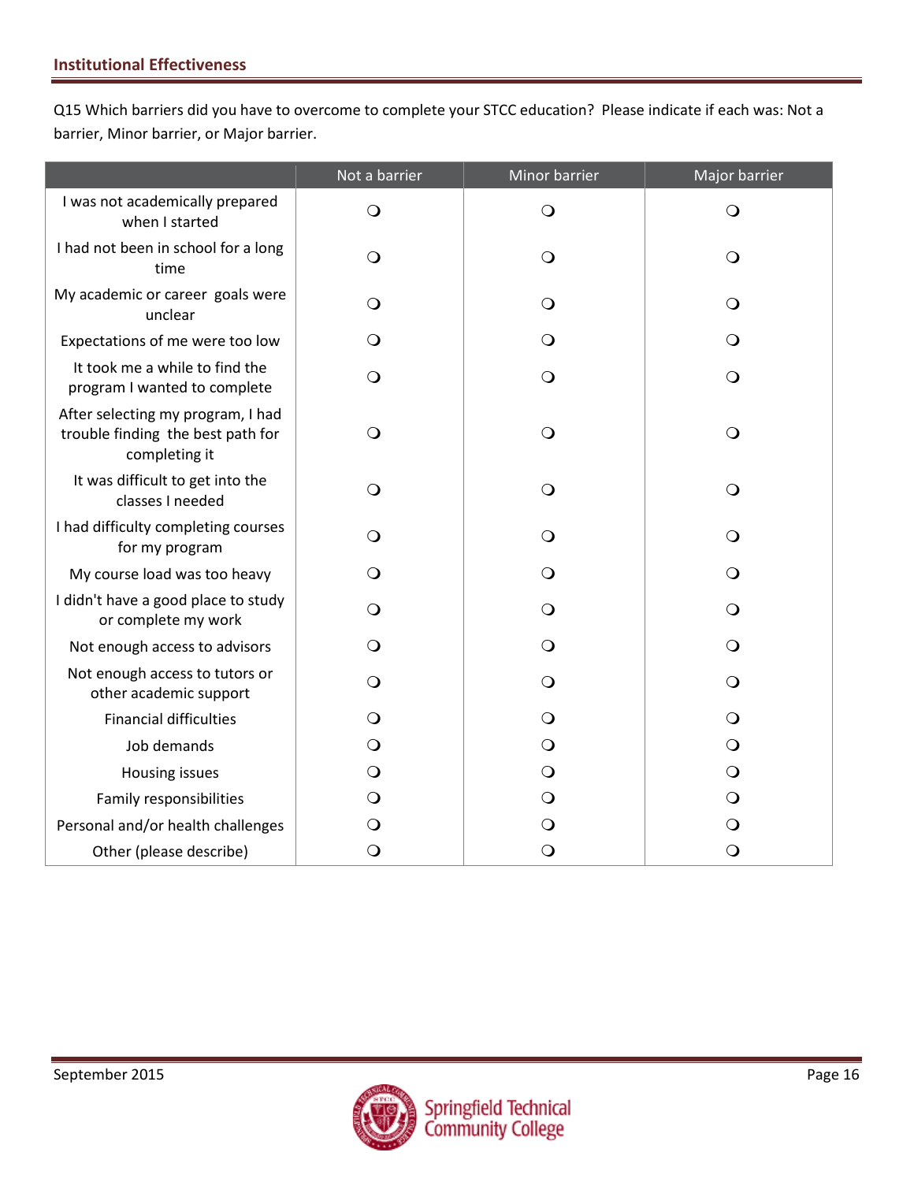## Institutional Effectiveness

Q15 Which barriers did you have to overcome to complete your STCC education? Please indicate if each was: Not a barrier, Minor barrier, or Major barrier.

| | Not a barrier | Minor barrier | Major barrier |
|---|---|---|---|
| I was not academically prepared when I started | ❍ | ❍ | ❍ |
| I had not been in school for a long time | ❍ | ❍ | ❍ |
| My academic or career goals were unclear | ❍ | ❍ | ❍ |
| Expectations of me were too low | ❍ | ❍ | ❍ |
| It took me a while to find the program I wanted to complete | ❍ | ❍ | ❍ |
| After selecting my program, I had trouble finding the best path for completing it | ❍ | ❍ | ❍ |
| It was difficult to get into the classes I needed | ❍ | ❍ | ❍ |
| I had difficulty completing courses for my program | ❍ | ❍ | ❍ |
| My course load was too heavy | ❍ | ❍ | ❍ |
| I didn't have a good place to study or complete my work | ❍ | ❍ | ❍ |
| Not enough access to advisors | ❍ | ❍ | ❍ |
| Not enough access to tutors or other academic support | ❍ | ❍ | ❍ |
| Financial difficulties | ❍ | ❍ | ❍ |
| Job demands | ❍ | ❍ | ❍ |
| Housing issues | ❍ | ❍ | ❍ |
| Family responsibilities | ❍ | ❍ | ❍ |
| Personal and/or health challenges | ❍ | ❍ | ❍ |
| Other (please describe) | ❍ | ❍ | ❍ |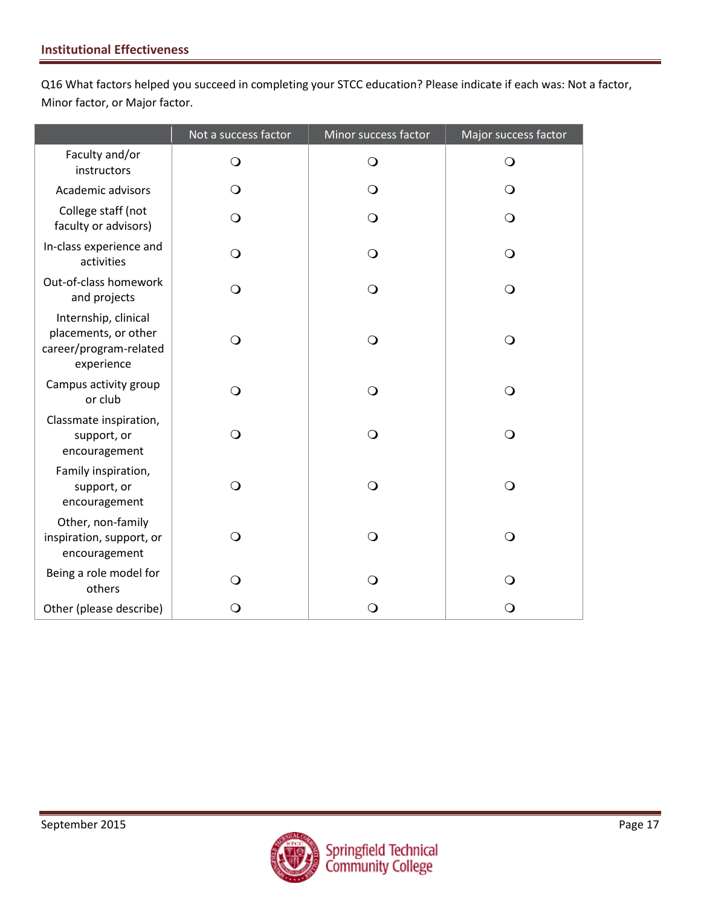## Institutional Effectiveness

Q16 What factors helped you succeed in completing your STCC education? Please indicate if each was: Not a factor, Minor factor, or Major factor.

| | Not a success factor | Minor success factor | Major success factor |
|---|---|---|---|
| Faculty and/or instructors | ❍ | ❍ | ❍ |
| Academic advisors | ❍ | ❍ | ❍ |
| College staff (not faculty or advisors) | ❍ | ❍ | ❍ |
| In-class experience and activities | ❍ | ❍ | ❍ |
| Out-of-class homework and projects | ❍ | ❍ | ❍ |
| Internship, clinical placements, or other career/program-related experience | ❍ | ❍ | ❍ |
| Campus activity group or club | ❍ | ❍ | ❍ |
| Classmate inspiration, support, or encouragement | ❍ | ❍ | ❍ |
| Family inspiration, support, or encouragement | ❍ | ❍ | ❍ |
| Other, non-family inspiration, support, or encouragement | ❍ | ❍ | ❍ |
| Being a role model for others | ❍ | ❍ | ❍ |
| Other (please describe) | ❍ | ❍ | ❍ |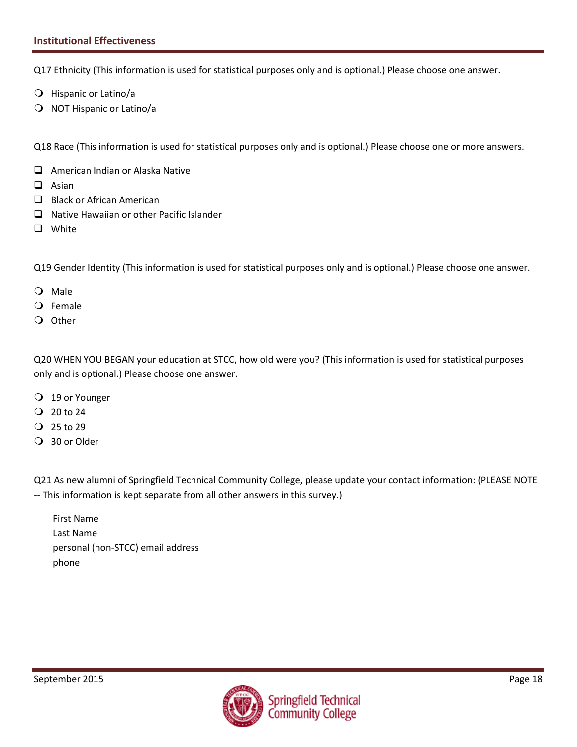Q17 Ethnicity (This information is used for statistical purposes only and is optional.) Please choose one answer.

- Hispanic or Latino/a
- NOT Hispanic or Latino/a

Q18 Race (This information is used for statistical purposes only and is optional.) Please choose one or more answers.

- American Indian or Alaska Native
- Asian
- Black or African American
- Native Hawaiian or other Pacific Islander
- White

Q19 Gender Identity (This information is used for statistical purposes only and is optional.) Please choose one answer.

- Male
- Female
- Other

Q20 WHEN YOU BEGAN your education at STCC, how old were you? (This information is used for statistical purposes only and is optional.) Please choose one answer.

- 19 or Younger
- 20 to 24
- 25 to 29
- 30 or Older

Q21 As new alumni of Springfield Technical Community College, please update your contact information: (PLEASE NOTE -- This information is kept separate from all other answers in this survey.)

First Name
Last Name
personal (non-STCC) email address
phone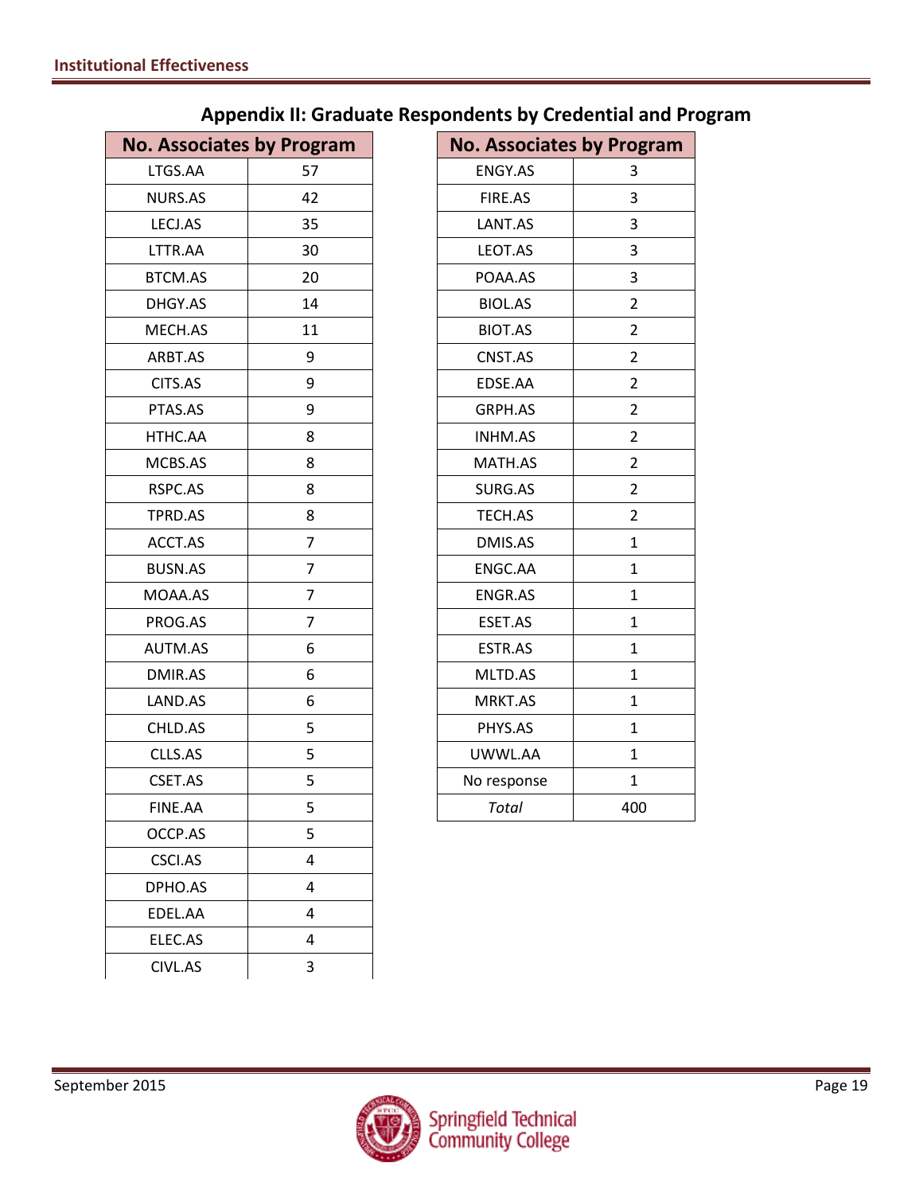## Appendix II: Graduate Respondents by Credential and Program

| No. Associates by Program | |
|---|---|
| LTGS.AA | 57 |
| NURS.AS | 42 |
| LECJ.AS | 35 |
| LTTR.AA | 30 |
| BTCM.AS | 20 |
| DHGY.AS | 14 |
| MECH.AS | 11 |
| ARBT.AS | 9 |
| CITS.AS | 9 |
| PTAS.AS | 9 |
| HTHC.AA | 8 |
| MCBS.AS | 8 |
| RSPC.AS | 8 |
| TPRD.AS | 8 |
| ACCT.AS | 7 |
| BUSN.AS | 7 |
| MOAA.AS | 7 |
| PROG.AS | 7 |
| AUTM.AS | 6 |
| DMIR.AS | 6 |
| LAND.AS | 6 |
| CHLD.AS | 5 |
| CLLS.AS | 5 |
| CSET.AS | 5 |
| FINE.AA | 5 |
| OCCP.AS | 5 |
| CSCI.AS | 4 |
| DPHO.AS | 4 |
| EDEL.AA | 4 |
| ELEC.AS | 4 |
| CIVL.AS | 3 |

| No. Associates by Program | |
|---|---|
| ENGY.AS | 3 |
| FIRE.AS | 3 |
| LANT.AS | 3 |
| LEOT.AS | 3 |
| POAA.AS | 3 |
| BIOL.AS | 2 |
| BIOT.AS | 2 |
| CNST.AS | 2 |
| EDSE.AA | 2 |
| GRPH.AS | 2 |
| INHM.AS | 2 |
| MATH.AS | 2 |
| SURG.AS | 2 |
| TECH.AS | 2 |
| DMIS.AS | 1 |
| ENGC.AA | 1 |
| ENGR.AS | 1 |
| ESET.AS | 1 |
| ESTR.AS | 1 |
| MLTD.AS | 1 |
| MRKT.AS | 1 |
| PHYS.AS | 1 |
| UWWL.AA | 1 |
| No response | 1 |
| *Total* | 400 |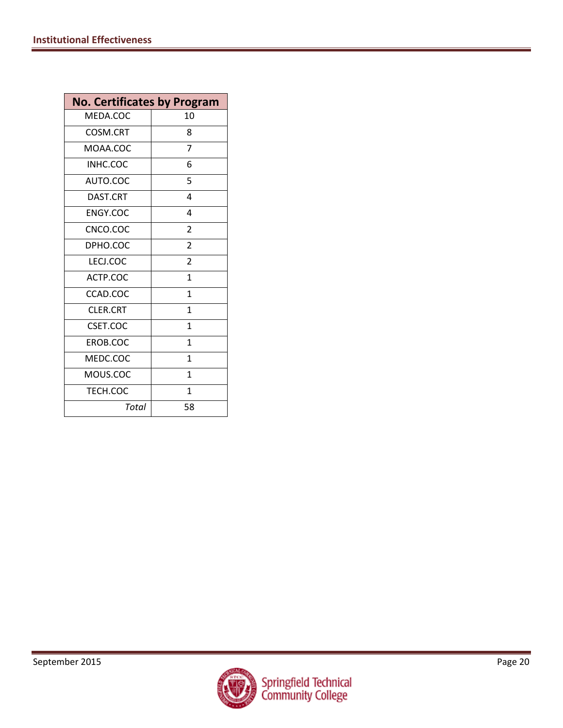| No. Certificates by Program | |
|---|---|
| MEDA.COC | 10 |
| COSM.CRT | 8 |
| MOAA.COC | 7 |
| INHC.COC | 6 |
| AUTO.COC | 5 |
| DAST.CRT | 4 |
| ENGY.COC | 4 |
| CNCO.COC | 2 |
| DPHO.COC | 2 |
| LECJ.COC | 2 |
| ACTP.COC | 1 |
| CCAD.COC | 1 |
| CLER.CRT | 1 |
| CSET.COC | 1 |
| EROB.COC | 1 |
| MEDC.COC | 1 |
| MOUS.COC | 1 |
| TECH.COC | 1 |
| *Total* | 58 |